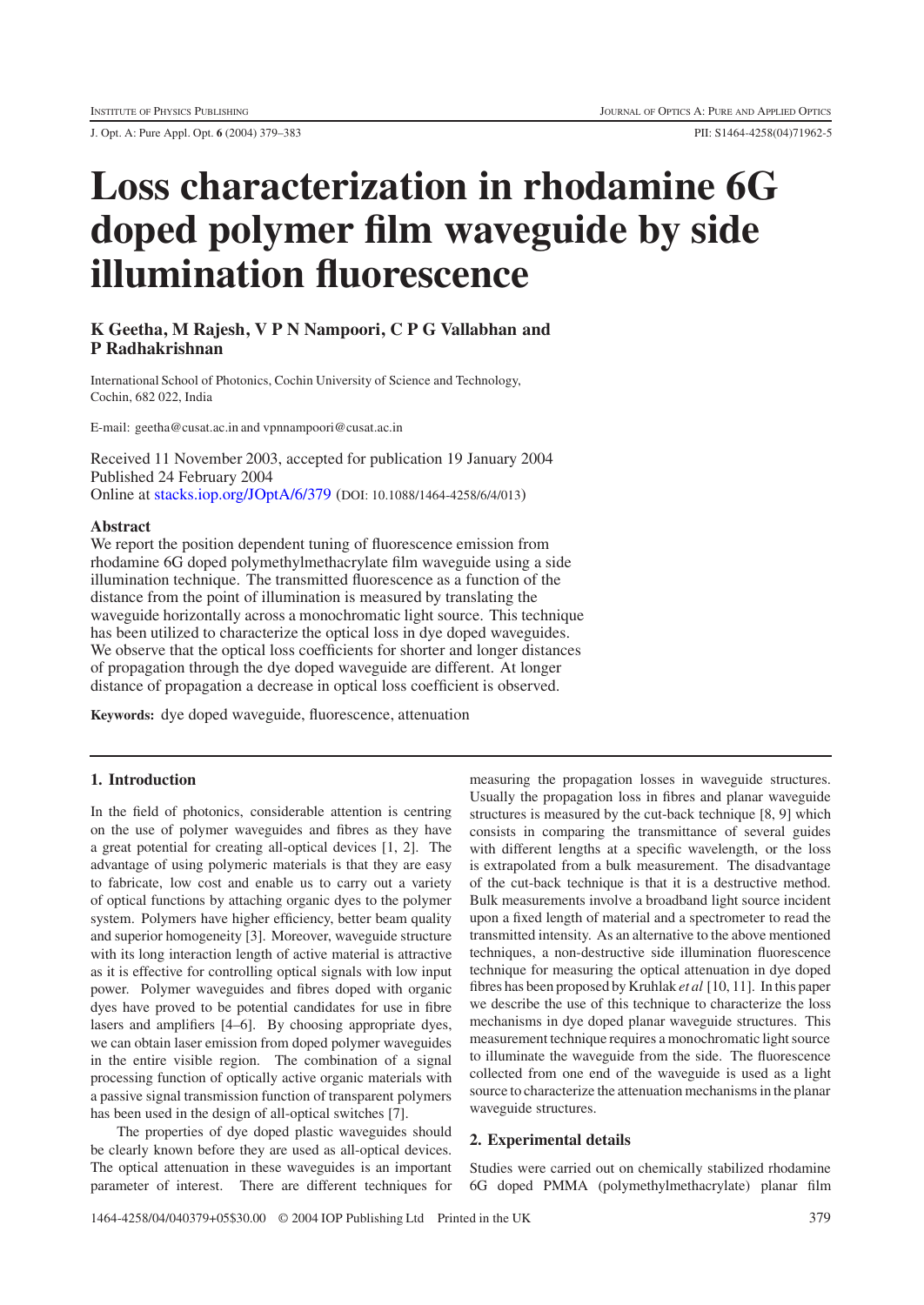// Loss characterization in rhodamine 6G doped polymer film waveguide by side illumination fluorescence

**K Geetha, M Rajesh, V P N Nampoori, C P G Vallabhan and P Radhakrishnan**

International School of Photonics, Cochin University of Science and Technology, Cochin, 682 022, India

E-mail: geetha@cusat.ac.in and vpnnampoori@cusat.ac.in

Received 11 November 2003, accepted for publication 19 January 2004
Published 24 February 2004
Online at stacks.iop.org/JOptA/6/379 (DOI: 10.1088/1464-4258/6/4/013)

### Abstract

We report the position dependent tuning of fluorescence emission from rhodamine 6G doped polymethylmethacrylate film waveguide using a side illumination technique. The transmitted fluorescence as a function of the distance from the point of illumination is measured by translating the waveguide horizontally across a monochromatic light source. This technique has been utilized to characterize the optical loss in dye doped waveguides. We observe that the optical loss coefficients for shorter and longer distances of propagation through the dye doped waveguide are different. At longer distance of propagation a decrease in optical loss coefficient is observed.

**Keywords:** dye doped waveguide, fluorescence, attenuation

## 1. Introduction

In the field of photonics, considerable attention is centring on the use of polymer waveguides and fibres as they have a great potential for creating all-optical devices [1, 2]. The advantage of using polymeric materials is that they are easy to fabricate, low cost and enable us to carry out a variety of optical functions by attaching organic dyes to the polymer system. Polymers have higher efficiency, better beam quality and superior homogeneity [3]. Moreover, waveguide structure with its long interaction length of active material is attractive as it is effective for controlling optical signals with low input power. Polymer waveguides and fibres doped with organic dyes have proved to be potential candidates for use in fibre lasers and amplifiers [4–6]. By choosing appropriate dyes, we can obtain laser emission from doped polymer waveguides in the entire visible region. The combination of a signal processing function of optically active organic materials with a passive signal transmission function of transparent polymers has been used in the design of all-optical switches [7].

The properties of dye doped plastic waveguides should be clearly known before they are used as all-optical devices. The optical attenuation in these waveguides is an important parameter of interest. There are different techniques for measuring the propagation losses in waveguide structures. Usually the propagation loss in fibres and planar waveguide structures is measured by the cut-back technique [8, 9] which consists in comparing the transmittance of several guides with different lengths at a specific wavelength, or the loss is extrapolated from a bulk measurement. The disadvantage of the cut-back technique is that it is a destructive method. Bulk measurements involve a broadband light source incident upon a fixed length of material and a spectrometer to read the transmitted intensity. As an alternative to the above mentioned techniques, a non-destructive side illumination fluorescence technique for measuring the optical attenuation in dye doped fibres has been proposed by Kruhlak *et al* [10, 11]. In this paper we describe the use of this technique to characterize the loss mechanisms in dye doped planar waveguide structures. This measurement technique requires a monochromatic light source to illuminate the waveguide from the side. The fluorescence collected from one end of the waveguide is used as a light source to characterize the attenuation mechanisms in the planar waveguide structures.

## 2. Experimental details

Studies were carried out on chemically stabilized rhodamine 6G doped PMMA (polymethylmethacrylate) planar film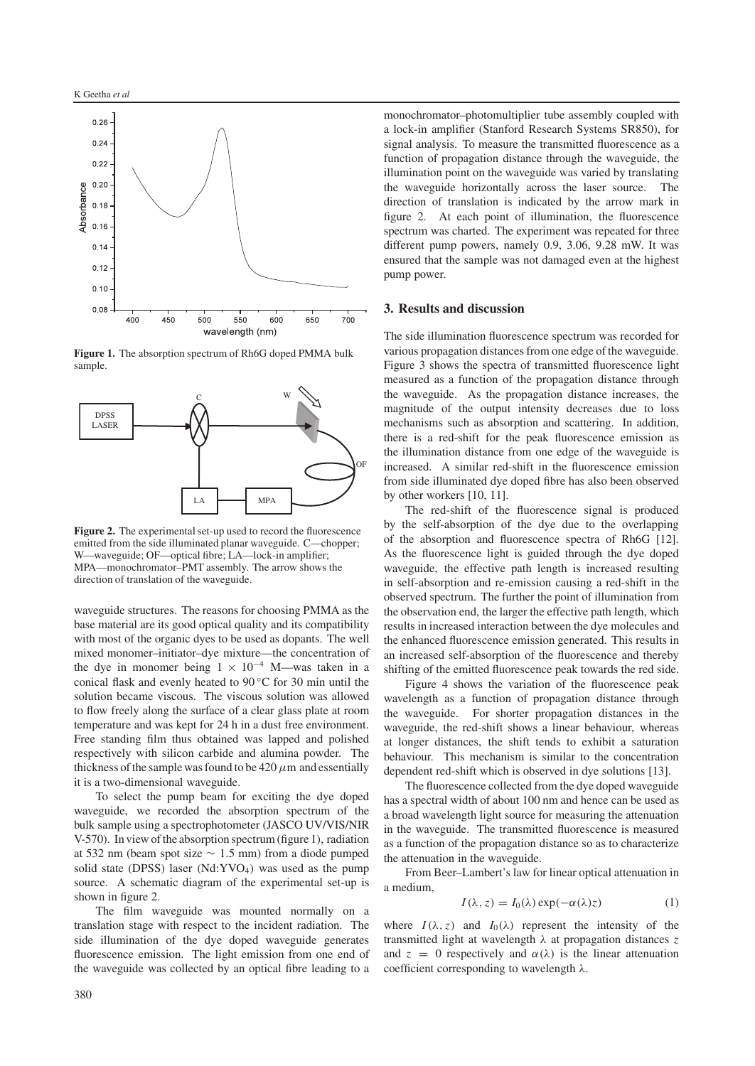**Figure 1.** The absorption spectrum of Rh6G doped PMMA bulk sample.

**Figure 2.** The experimental set-up used to record the fluorescence emitted from the side illuminated planar waveguide. C—chopper; W—waveguide; OF—optical fibre; LA—lock-in amplifier; MPA—monochromator–PMT assembly. The arrow shows the direction of translation of the waveguide.

waveguide structures. The reasons for choosing PMMA as the base material are its good optical quality and its compatibility with most of the organic dyes to be used as dopants. The well mixed monomer–initiator–dye mixture—the concentration of the dye in monomer being $1 \times 10^{-4}$ M—was taken in a conical flask and evenly heated to 90 °C for 30 min until the solution became viscous. The viscous solution was allowed to flow freely along the surface of a clear glass plate at room temperature and was kept for 24 h in a dust free environment. Free standing film thus obtained was lapped and polished respectively with silicon carbide and alumina powder. The thickness of the sample was found to be 420 $\mu$m and essentially it is a two-dimensional waveguide.

To select the pump beam for exciting the dye doped waveguide, we recorded the absorption spectrum of the bulk sample using a spectrophotometer (JASCO UV/VIS/NIR V-570). In view of the absorption spectrum (figure 1), radiation at 532 nm (beam spot size $\sim$ 1.5 mm) from a diode pumped solid state (DPSS) laser (Nd:$YVO_4$) was used as the pump source. A schematic diagram of the experimental set-up is shown in figure 2.

The film waveguide was mounted normally on a translation stage with respect to the incident radiation. The side illumination of the dye doped waveguide generates fluorescence emission. The light emission from one end of the waveguide was collected by an optical fibre leading to a monochromator–photomultiplier tube assembly coupled with a lock-in amplifier (Stanford Research Systems SR850), for signal analysis. To measure the transmitted fluorescence as a function of propagation distance through the waveguide, the illumination point on the waveguide was varied by translating the waveguide horizontally across the laser source. The direction of translation is indicated by the arrow mark in figure 2. At each point of illumination, the fluorescence spectrum was charted. The experiment was repeated for three different pump powers, namely 0.9, 3.06, 9.28 mW. It was ensured that the sample was not damaged even at the highest pump power.

## 3. Results and discussion

The side illumination fluorescence spectrum was recorded for various propagation distances from one edge of the waveguide. Figure 3 shows the spectra of transmitted fluorescence light measured as a function of the propagation distance through the waveguide. As the propagation distance increases, the magnitude of the output intensity decreases due to loss mechanisms such as absorption and scattering. In addition, there is a red-shift for the peak fluorescence emission as the illumination distance from one edge of the waveguide is increased. A similar red-shift in the fluorescence emission from side illuminated dye doped fibre has also been observed by other workers [10, 11].

The red-shift of the fluorescence signal is produced by the self-absorption of the dye due to the overlapping of the absorption and fluorescence spectra of Rh6G [12]. As the fluorescence light is guided through the dye doped waveguide, the effective path length is increased resulting in self-absorption and re-emission causing a red-shift in the observed spectrum. The further the point of illumination from the observation end, the larger the effective path length, which results in increased interaction between the dye molecules and the enhanced fluorescence emission generated. This results in an increased self-absorption of the fluorescence and thereby shifting of the emitted fluorescence peak towards the red side.

Figure 4 shows the variation of the fluorescence peak wavelength as a function of propagation distance through the waveguide. For shorter propagation distances in the waveguide, the red-shift shows a linear behaviour, whereas at longer distances, the shift tends to exhibit a saturation behaviour. This mechanism is similar to the concentration dependent red-shift which is observed in dye solutions [13].

The fluorescence collected from the dye doped waveguide has a spectral width of about 100 nm and hence can be used as a broad wavelength light source for measuring the attenuation in the waveguide. The transmitted fluorescence is measured as a function of the propagation distance so as to characterize the attenuation in the waveguide.

From Beer–Lambert's law for linear optical attenuation in a medium,

$$I(\lambda, z) = I_0(\lambda) \exp(-\alpha(\lambda)z) \tag{1}$$

where $I(\lambda, z)$ and $I_0(\lambda)$ represent the intensity of the transmitted light at wavelength $\lambda$ at propagation distances $z$ and $z = 0$ respectively and $\alpha(\lambda)$ is the linear attenuation coefficient corresponding to wavelength $\lambda$.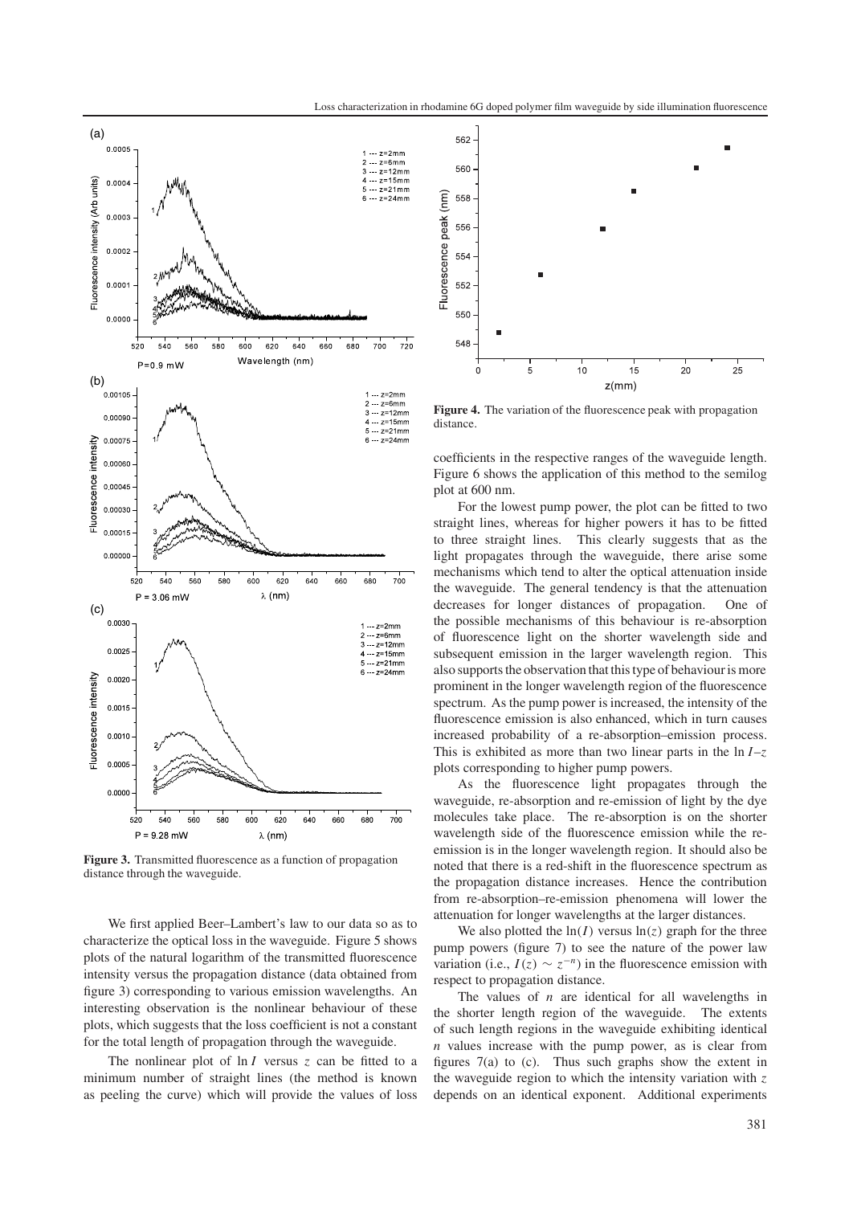**Figure 3.** Transmitted fluorescence as a function of propagation distance through the waveguide.

We first applied Beer–Lambert's law to our data so as to characterize the optical loss in the waveguide. Figure 5 shows plots of the natural logarithm of the transmitted fluorescence intensity versus the propagation distance (data obtained from figure 3) corresponding to various emission wavelengths. An interesting observation is the nonlinear behaviour of these plots, which suggests that the loss coefficient is not a constant for the total length of propagation through the waveguide.

The nonlinear plot of $\ln I$ versus $z$ can be fitted to a minimum number of straight lines (the method is known as peeling the curve) which will provide the values of loss coefficients in the respective ranges of the waveguide length. Figure 6 shows the application of this method to the semilog plot at 600 nm.

**Figure 4.** The variation of the fluorescence peak with propagation distance.

For the lowest pump power, the plot can be fitted to two straight lines, whereas for higher powers it has to be fitted to three straight lines. This clearly suggests that as the light propagates through the waveguide, there arise some mechanisms which tend to alter the optical attenuation inside the waveguide. The general tendency is that the attenuation decreases for longer distances of propagation. One of the possible mechanisms of this behaviour is re-absorption of fluorescence light on the shorter wavelength side and subsequent emission in the larger wavelength region. This also supports the observation that this type of behaviour is more prominent in the longer wavelength region of the fluorescence spectrum. As the pump power is increased, the intensity of the fluorescence emission is also enhanced, which in turn causes increased probability of a re-absorption–emission process. This is exhibited as more than two linear parts in the $\ln I$–$z$ plots corresponding to higher pump powers.

As the fluorescence light propagates through the waveguide, re-absorption and re-emission of light by the dye molecules take place. The re-absorption is on the shorter wavelength side of the fluorescence emission while the re-emission is in the longer wavelength region. It should also be noted that there is a red-shift in the fluorescence spectrum as the propagation distance increases. Hence the contribution from re-absorption–re-emission phenomena will lower the attenuation for longer wavelengths at the larger distances.

We also plotted the $\ln(I)$ versus $\ln(z)$ graph for the three pump powers (figure 7) to see the nature of the power law variation (i.e., $I(z) \sim z^{-n}$) in the fluorescence emission with respect to propagation distance.

The values of $n$ are identical for all wavelengths in the shorter length region of the waveguide. The extents of such length regions in the waveguide exhibiting identical $n$ values increase with the pump power, as is clear from figures 7(a) to (c). Thus such graphs show the extent in the waveguide region to which the intensity variation with $z$ depends on an identical exponent. Additional experiments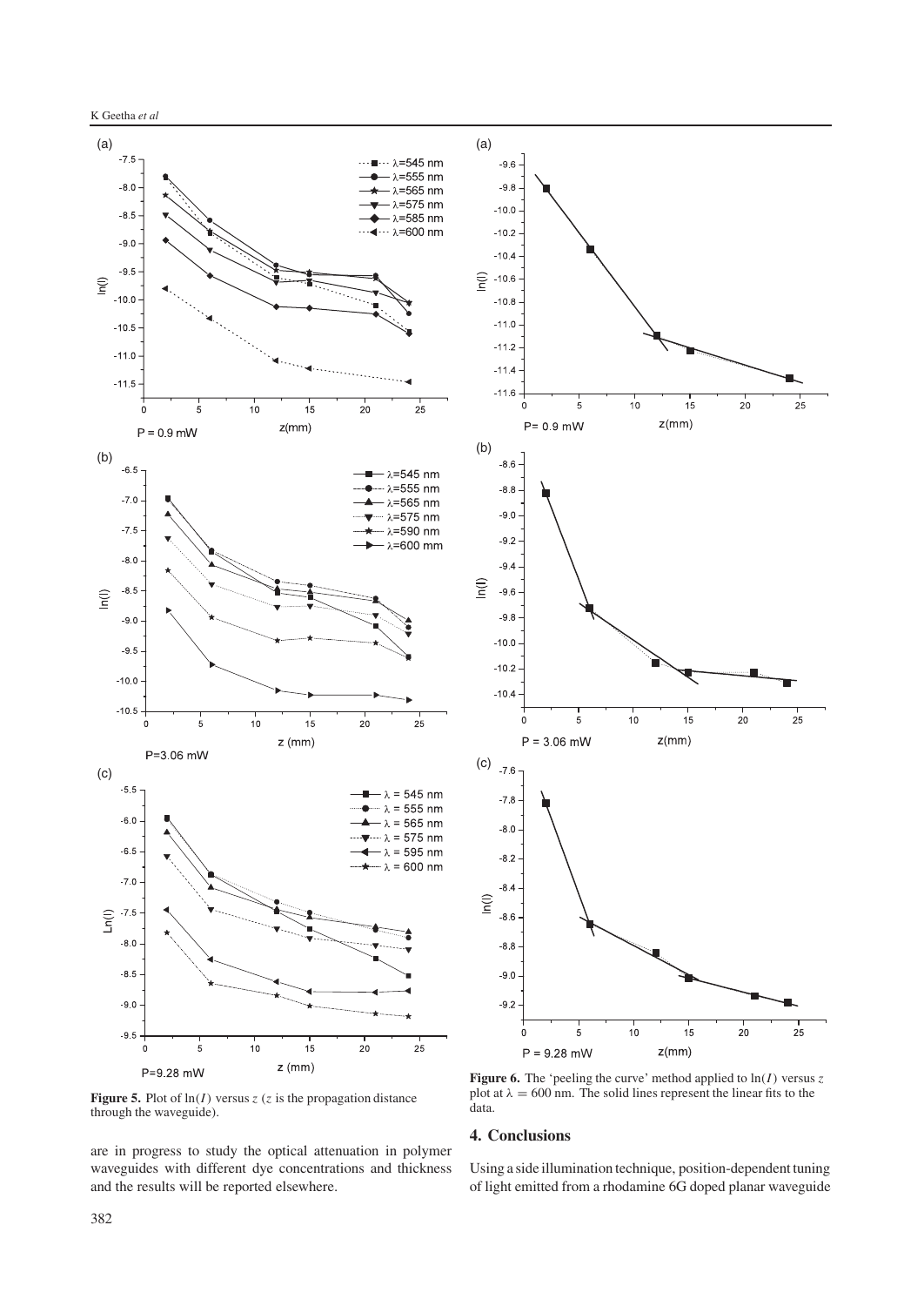**Figure 5.** Plot of $\ln(I)$ versus $z$ ($z$ is the propagation distance through the waveguide).

**Figure 6.** The 'peeling the curve' method applied to $\ln(I)$ versus $z$ plot at $\lambda = 600$ nm. The solid lines represent the linear fits to the data.

are in progress to study the optical attenuation in polymer waveguides with different dye concentrations and thickness and the results will be reported elsewhere.

## 4. Conclusions

Using a side illumination technique, position-dependent tuning of light emitted from a rhodamine 6G doped planar waveguide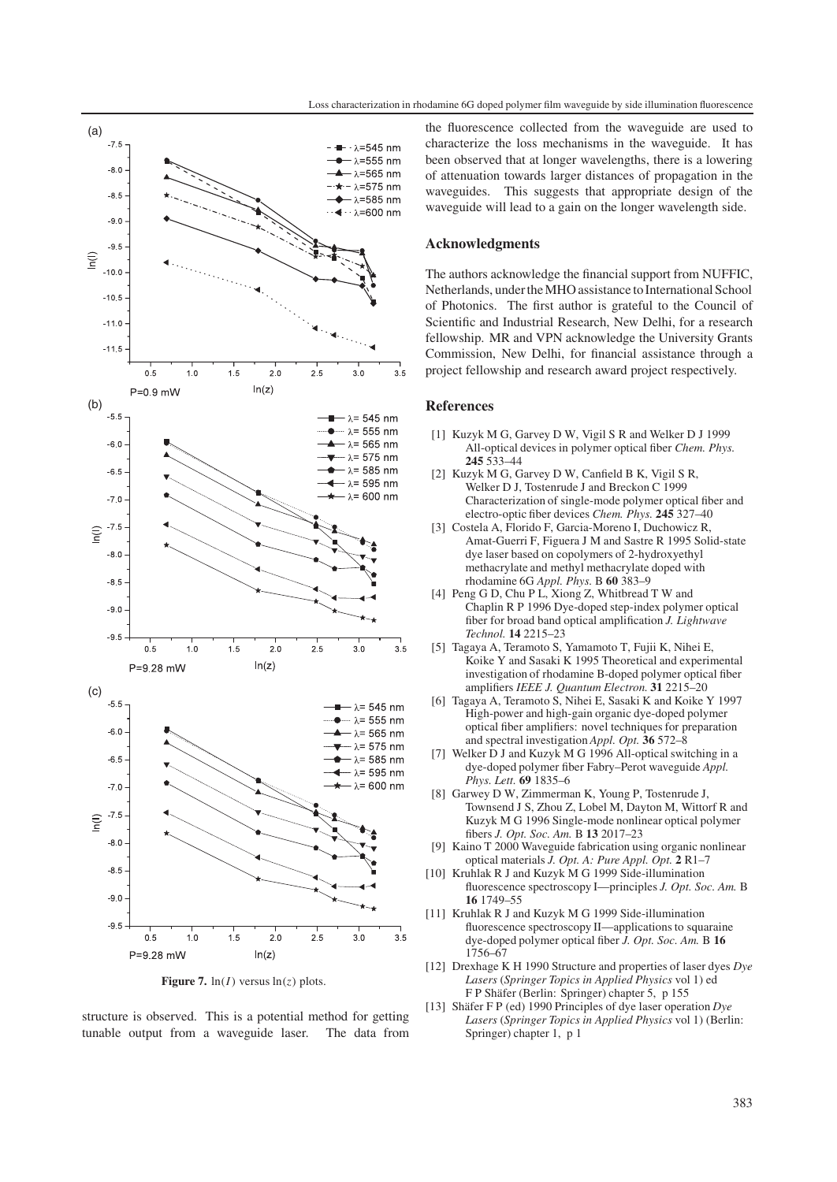(a)

-7.5, -8.0, -8.5, -9.0, -9.5, -10.0, -10.5, -11.0, -11.5

ln(I)

λ=545 nm
λ=555 nm
λ=565 nm
λ=575 nm
λ=585 nm
λ=600 nm

0.5 1.0 1.5 2.0 2.5 3.0 3.5

P=0.9 mW

ln(z)

(b)

-5.5, -6.0, -6.5, -7.0, -7.5, -8.0, -8.5, -9.0, -9.5

ln(I)

λ= 545 nm
λ= 555 nm
λ= 565 nm
λ= 575 nm
λ= 585 nm
λ= 595 nm
λ= 600 nm

0.5 1.0 1.5 2.0 2.5 3.0 3.5

P=9.28 mW

ln(z)

(c)

-5.5, -6.0, -6.5, -7.0, -7.5, -8.0, -8.5, -9.0, -9.5

ln(I)

λ= 545 nm
λ= 555 nm
λ= 565 nm
λ= 575 nm
λ= 585 nm
λ= 595 nm
λ= 600 nm

0.5 1.0 1.5 2.0 2.5 3.0 3.5

P=9.28 mW

ln(z)

**Figure 7.** $\ln(I)$ versus $\ln(z)$ plots.

structure is observed. This is a potential method for getting tunable output from a waveguide laser. The data from the fluorescence collected from the waveguide are used to characterize the loss mechanisms in the waveguide. It has been observed that at longer wavelengths, there is a lowering of attenuation towards larger distances of propagation in the waveguides. This suggests that appropriate design of the waveguide will lead to a gain on the longer wavelength side.

## Acknowledgments

The authors acknowledge the financial support from NUFFIC, Netherlands, under the MHO assistance to International School of Photonics. The first author is grateful to the Council of Scientific and Industrial Research, New Delhi, for a research fellowship. MR and VPN acknowledge the University Grants Commission, New Delhi, for financial assistance through a project fellowship and research award project respectively.

## References

[1] Kuzyk M G, Garvey D W, Vigil S R and Welker D J 1999 All-optical devices in polymer optical fiber *Chem. Phys.* **245** 533–44

[2] Kuzyk M G, Garvey D W, Canfield B K, Vigil S R, Welker D J, Tostenrude J and Breckon C 1999 Characterization of single-mode polymer optical fiber and electro-optic fiber devices *Chem. Phys.* **245** 327–40

[3] Costela A, Florido F, Garcia-Moreno I, Duchowicz R, Amat-Guerri F, Figuera J M and Sastre R 1995 Solid-state dye laser based on copolymers of 2-hydroxyethyl methacrylate and methyl methacrylate doped with rhodamine 6G *Appl. Phys.* B **60** 383–9

[4] Peng G D, Chu P L, Xiong Z, Whitbread T W and Chaplin R P 1996 Dye-doped step-index polymer optical fiber for broad band optical amplification *J. Lightwave Technol.* **14** 2215–23

[5] Tagaya A, Teramoto S, Yamamoto T, Fujii K, Nihei E, Koike Y and Sasaki K 1995 Theoretical and experimental investigation of rhodamine B-doped polymer optical fiber amplifiers *IEEE J. Quantum Electron.* **31** 2215–20

[6] Tagaya A, Teramoto S, Nihei E, Sasaki K and Koike Y 1997 High-power and high-gain organic dye-doped polymer optical fiber amplifiers: novel techniques for preparation and spectral investigation *Appl. Opt.* **36** 572–8

[7] Welker D J and Kuzyk M G 1996 All-optical switching in a dye-doped polymer fiber Fabry–Perot waveguide *Appl. Phys. Lett.* **69** 1835–6

[8] Garwey D W, Zimmerman K, Young P, Tostenrude J, Townsend J S, Zhou Z, Lobel M, Dayton M, Wittorf R and Kuzyk M G 1996 Single-mode nonlinear optical polymer fibers *J. Opt. Soc. Am.* B **13** 2017–23

[9] Kaino T 2000 Waveguide fabrication using organic nonlinear optical materials *J. Opt. A: Pure Appl. Opt.* **2** R1–7

[10] Kruhlak R J and Kuzyk M G 1999 Side-illumination fluorescence spectroscopy I—principles *J. Opt. Soc. Am.* B **16** 1749–55

[11] Kruhlak R J and Kuzyk M G 1999 Side-illumination fluorescence spectroscopy II—applications to squaraine dye-doped polymer optical fiber *J. Opt. Soc. Am.* B **16** 1756–67

[12] Drexhage K H 1990 Structure and properties of laser dyes *Dye Lasers* (*Springer Topics in Applied Physics* vol 1) ed F P Shäfer (Berlin: Springer) chapter 5, p 155

[13] Shäfer F P (ed) 1990 Principles of dye laser operation *Dye Lasers* (*Springer Topics in Applied Physics* vol 1) (Berlin: Springer) chapter 1, p 1